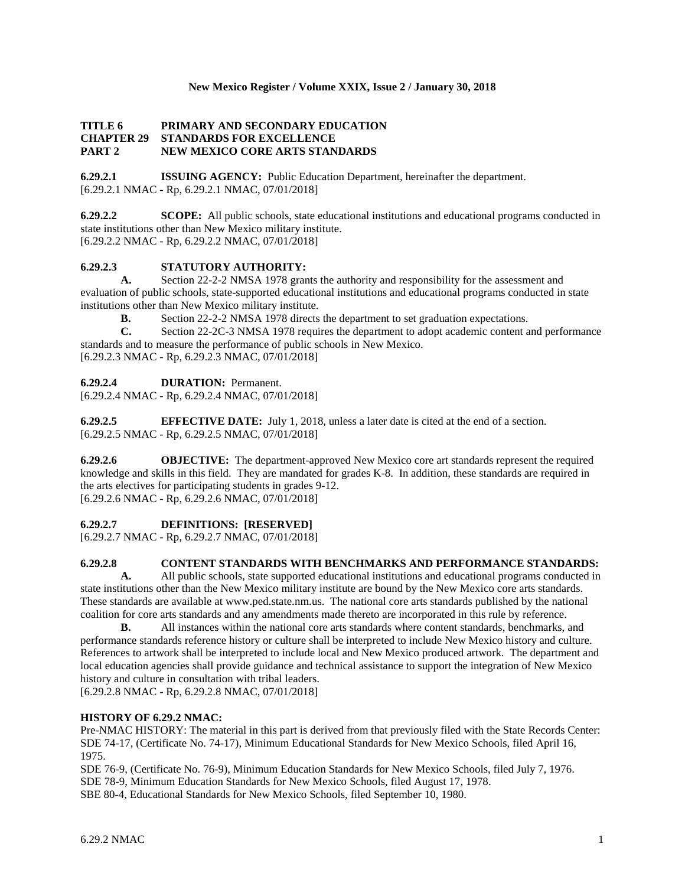**TITLE 6 PRIMARY AND SECONDARY EDUCATION**
**CHAPTER 29 STANDARDS FOR EXCELLENCE**
**PART 2 NEW MEXICO CORE ARTS STANDARDS**

**6.29.2.1 ISSUING AGENCY:** Public Education Department, hereinafter the department.
[6.29.2.1 NMAC - Rp, 6.29.2.1 NMAC, 07/01/2018]

**6.29.2.2 SCOPE:** All public schools, state educational institutions and educational programs conducted in state institutions other than New Mexico military institute.
[6.29.2.2 NMAC - Rp, 6.29.2.2 NMAC, 07/01/2018]

**6.29.2.3 STATUTORY AUTHORITY:**

**A.** Section 22-2-2 NMSA 1978 grants the authority and responsibility for the assessment and evaluation of public schools, state-supported educational institutions and educational programs conducted in state institutions other than New Mexico military institute.

**B.** Section 22-2-2 NMSA 1978 directs the department to set graduation expectations.

**C.** Section 22-2C-3 NMSA 1978 requires the department to adopt academic content and performance standards and to measure the performance of public schools in New Mexico.
[6.29.2.3 NMAC - Rp, 6.29.2.3 NMAC, 07/01/2018]

**6.29.2.4 DURATION:** Permanent.
[6.29.2.4 NMAC - Rp, 6.29.2.4 NMAC, 07/01/2018]

**6.29.2.5 EFFECTIVE DATE:** July 1, 2018, unless a later date is cited at the end of a section.
[6.29.2.5 NMAC - Rp, 6.29.2.5 NMAC, 07/01/2018]

**6.29.2.6 OBJECTIVE:** The department-approved New Mexico core art standards represent the required knowledge and skills in this field. They are mandated for grades K-8. In addition, these standards are required in the arts electives for participating students in grades 9-12.
[6.29.2.6 NMAC - Rp, 6.29.2.6 NMAC, 07/01/2018]

**6.29.2.7 DEFINITIONS: [RESERVED]**
[6.29.2.7 NMAC - Rp, 6.29.2.7 NMAC, 07/01/2018]

**6.29.2.8 CONTENT STANDARDS WITH BENCHMARKS AND PERFORMANCE STANDARDS:**

**A.** All public schools, state supported educational institutions and educational programs conducted in state institutions other than the New Mexico military institute are bound by the New Mexico core arts standards. These standards are available at www.ped.state.nm.us. The national core arts standards published by the national coalition for core arts standards and any amendments made thereto are incorporated in this rule by reference.

**B.** All instances within the national core arts standards where content standards, benchmarks, and performance standards reference history or culture shall be interpreted to include New Mexico history and culture. References to artwork shall be interpreted to include local and New Mexico produced artwork. The department and local education agencies shall provide guidance and technical assistance to support the integration of New Mexico history and culture in consultation with tribal leaders.
[6.29.2.8 NMAC - Rp, 6.29.2.8 NMAC, 07/01/2018]

**HISTORY OF 6.29.2 NMAC:**
Pre-NMAC HISTORY: The material in this part is derived from that previously filed with the State Records Center:
SDE 74-17, (Certificate No. 74-17), Minimum Educational Standards for New Mexico Schools, filed April 16, 1975.
SDE 76-9, (Certificate No. 76-9), Minimum Education Standards for New Mexico Schools, filed July 7, 1976.
SDE 78-9, Minimum Education Standards for New Mexico Schools, filed August 17, 1978.
SBE 80-4, Educational Standards for New Mexico Schools, filed September 10, 1980.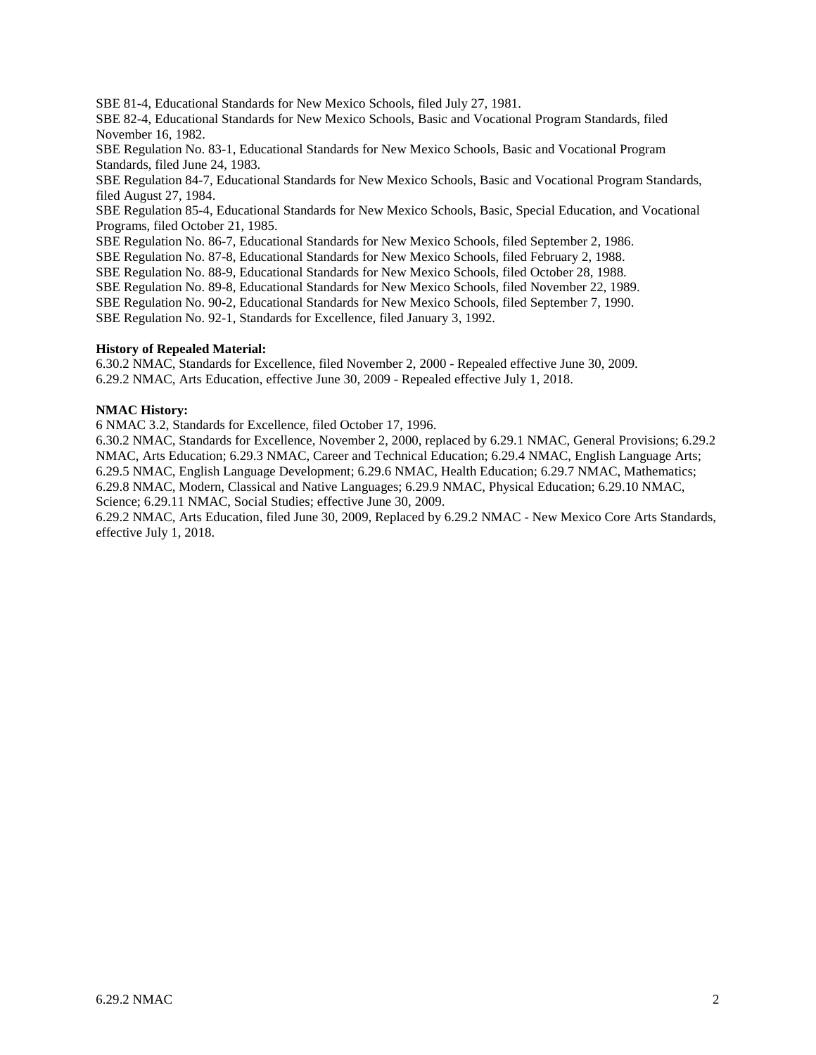SBE 81-4, Educational Standards for New Mexico Schools, filed July 27, 1981.
SBE 82-4, Educational Standards for New Mexico Schools, Basic and Vocational Program Standards, filed November 16, 1982.
SBE Regulation No. 83-1, Educational Standards for New Mexico Schools, Basic and Vocational Program Standards, filed June 24, 1983.
SBE Regulation 84-7, Educational Standards for New Mexico Schools, Basic and Vocational Program Standards, filed August 27, 1984.
SBE Regulation 85-4, Educational Standards for New Mexico Schools, Basic, Special Education, and Vocational Programs, filed October 21, 1985.
SBE Regulation No. 86-7, Educational Standards for New Mexico Schools, filed September 2, 1986.
SBE Regulation No. 87-8, Educational Standards for New Mexico Schools, filed February 2, 1988.
SBE Regulation No. 88-9, Educational Standards for New Mexico Schools, filed October 28, 1988.
SBE Regulation No. 89-8, Educational Standards for New Mexico Schools, filed November 22, 1989.
SBE Regulation No. 90-2, Educational Standards for New Mexico Schools, filed September 7, 1990.
SBE Regulation No. 92-1, Standards for Excellence, filed January 3, 1992.

**History of Repealed Material:**
6.30.2 NMAC, Standards for Excellence, filed November 2, 2000 - Repealed effective June 30, 2009.
6.29.2 NMAC, Arts Education, effective June 30, 2009 - Repealed effective July 1, 2018.

**NMAC History:**
6 NMAC 3.2, Standards for Excellence, filed October 17, 1996.
6.30.2 NMAC, Standards for Excellence, November 2, 2000, replaced by 6.29.1 NMAC, General Provisions; 6.29.2 NMAC, Arts Education; 6.29.3 NMAC, Career and Technical Education; 6.29.4 NMAC, English Language Arts; 6.29.5 NMAC, English Language Development; 6.29.6 NMAC, Health Education; 6.29.7 NMAC, Mathematics; 6.29.8 NMAC, Modern, Classical and Native Languages; 6.29.9 NMAC, Physical Education; 6.29.10 NMAC, Science; 6.29.11 NMAC, Social Studies; effective June 30, 2009.
6.29.2 NMAC, Arts Education, filed June 30, 2009, Replaced by 6.29.2 NMAC - New Mexico Core Arts Standards, effective July 1, 2018.